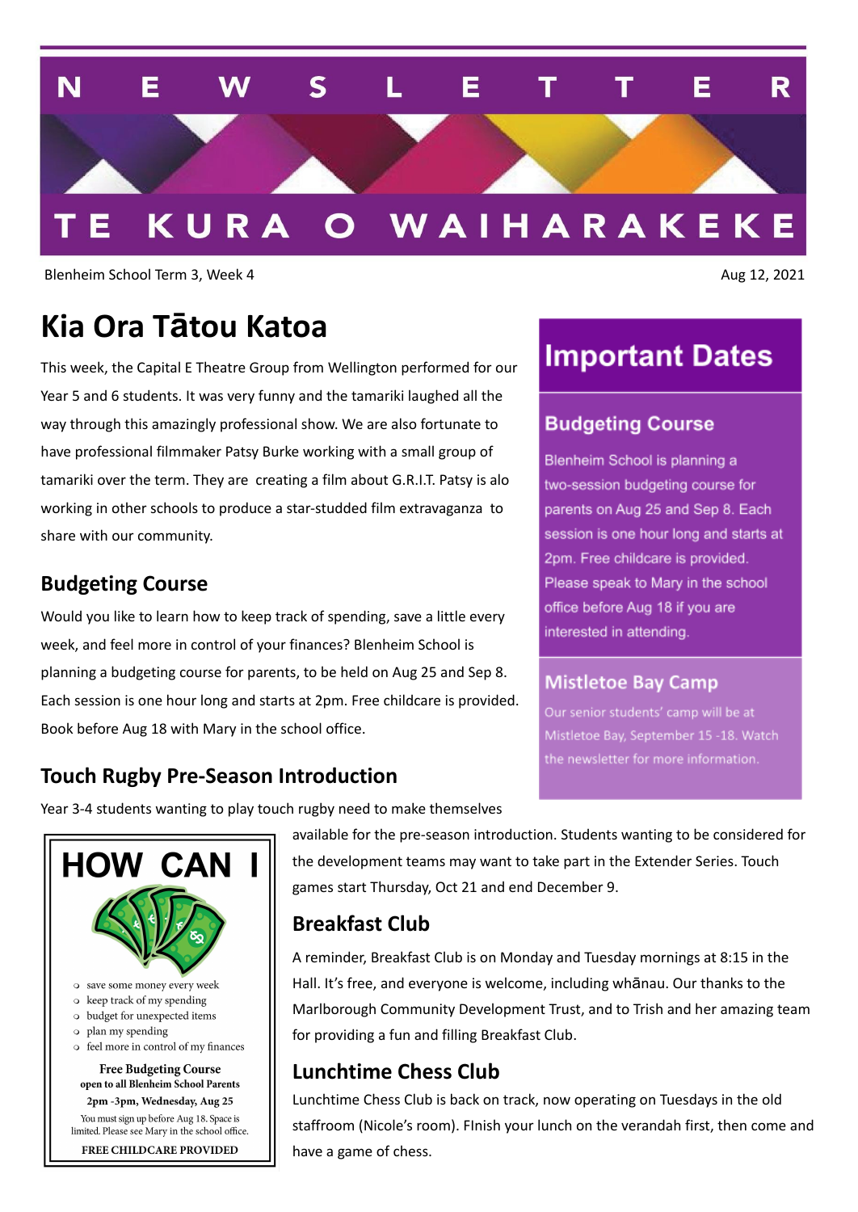# NEWSLETTER

# TE KURA O WAIHARAKEKE

Blenheim School Term 3, Week 4

Aug 12, 2021

## Kia Ora Tātou Katoa

This week, the Capital E Theatre Group from Wellington performed for our Year 5 and 6 students. It was very funny and the tamariki laughed all the way through this amazingly professional show. We are also fortunate to have professional filmmaker Patsy Burke working with a small group of tamariki over the term. They are creating a film about G.R.I.T. Patsy is alo working in other schools to produce a star-studded film extravaganza to share with our community.

### Budgeting Course

Would you like to learn how to keep track of spending, save a little every week, and feel more in control of your finances? Blenheim School is planning a budgeting course for parents, to be held on Aug 25 and Sep 8. Each session is one hour long and starts at 2pm. Free childcare is provided. Book before Aug 18 with Mary in the school office.

### Touch Rugby Pre-Season Introduction

Year 3-4 students wanting to play touch rugby need to make themselves available for the pre-season introduction. Students wanting to be considered for the development teams may want to take part in the Extender Series. Touch games start Thursday, Oct 21 and end December 9.

### Breakfast Club

A reminder, Breakfast Club is on Monday and Tuesday mornings at 8:15 in the Hall. It's free, and everyone is welcome, including whānau. Our thanks to the Marlborough Community Development Trust, and to Trish and her amazing team for providing a fun and filling Breakfast Club.

### Lunchtime Chess Club

Lunchtime Chess Club is back on track, now operating on Tuesdays in the old staffroom (Nicole's room). FInish your lunch on the verandah first, then come and have a game of chess.

## Important Dates

### Budgeting Course

Blenheim School is planning a two-session budgeting course for parents on Aug 25 and Sep 8. Each session is one hour long and starts at 2pm. Free childcare is provided. Please speak to Mary in the school office before Aug 18 if you are interested in attending.

### Mistletoe Bay Camp

Our senior students' camp will be at Mistletoe Bay, September 15 -18. Watch the newsletter for more information.

**HOW CAN I**

- save some money every week
- keep track of my spending
- budget for unexpected items
- plan my spending
- feel more in control of my finances

**Free Budgeting Course**
**open to all Blenheim School Parents**
**2pm -3pm, Wednesday, Aug 25**

You must sign up before Aug 18. Space is limited. Please see Mary in the school office.

**FREE CHILDCARE PROVIDED**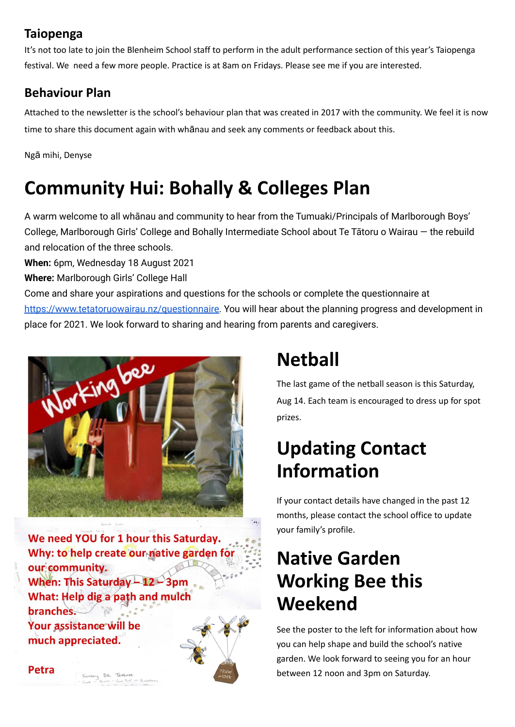### Taiopenga

It's not too late to join the Blenheim School staff to perform in the adult performance section of this year's Taiopenga festival. We need a few more people. Practice is at 8am on Fridays. Please see me if you are interested.

### Behaviour Plan

Attached to the newsletter is the school's behaviour plan that was created in 2017 with the community. We feel it is now time to share this document again with whānau and seek any comments or feedback about this.

Ngā mihi, Denyse

# Community Hui: Bohally & Colleges Plan

A warm welcome to all whānau and community to hear from the Tumuaki/Principals of Marlborough Boys' College, Marlborough Girls' College and Bohally Intermediate School about Te Tātoru o Wairau — the rebuild and relocation of the three schools.

**When:** 6pm, Wednesday 18 August 2021

**Where:** Marlborough Girls' College Hall

Come and share your aspirations and questions for the schools or complete the questionnaire at https://www.tetatoruowairau.nz/questionnaire. You will hear about the planning progress and development in place for 2021. We look forward to sharing and hearing from parents and caregivers.

Working bee

We need YOU for 1 hour this Saturday.
Why: to help create our native garden for our community.
When: This Saturday – 12 – 3pm
What: Help dig a path and mulch branches.
Your assistance will be much appreciated.

Petra

# Netball

The last game of the netball season is this Saturday, Aug 14. Each team is encouraged to dress up for spot prizes.

# Updating Contact Information

If your contact details have changed in the past 12 months, please contact the school office to update your family's profile.

# Native Garden Working Bee this Weekend

See the poster to the left for information about how you can help shape and build the school's native garden. We look forward to seeing you for an hour between 12 noon and 3pm on Saturday.